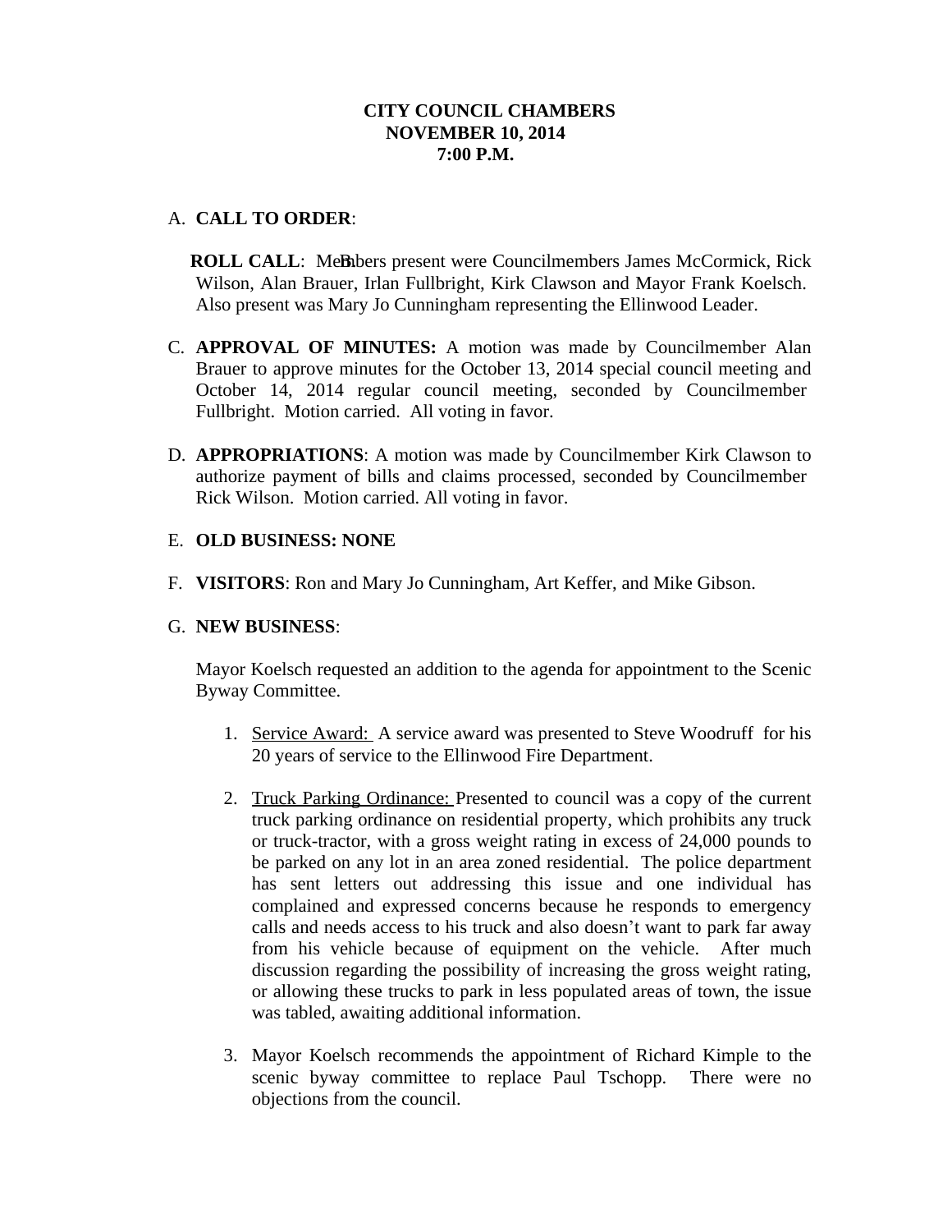**CITY COUNCIL CHAMBERS**
**NOVEMBER 10, 2014**
**7:00 P.M.**

A. **CALL TO ORDER**:

B. **ROLL CALL**: Members present were Councilmembers James McCormick, Rick Wilson, Alan Brauer, Irlan Fullbright, Kirk Clawson and Mayor Frank Koelsch. Also present was Mary Jo Cunningham representing the Ellinwood Leader.

C. **APPROVAL OF MINUTES:** A motion was made by Councilmember Alan Brauer to approve minutes for the October 13, 2014 special council meeting and October 14, 2014 regular council meeting, seconded by Councilmember Fullbright. Motion carried. All voting in favor.

D. **APPROPRIATIONS**: A motion was made by Councilmember Kirk Clawson to authorize payment of bills and claims processed, seconded by Councilmember Rick Wilson. Motion carried. All voting in favor.

E. **OLD BUSINESS: NONE**

F. **VISITORS**: Ron and Mary Jo Cunningham, Art Keffer, and Mike Gibson.

G. **NEW BUSINESS**:

Mayor Koelsch requested an addition to the agenda for appointment to the Scenic Byway Committee.

1. Service Award: A service award was presented to Steve Woodruff for his 20 years of service to the Ellinwood Fire Department.

2. Truck Parking Ordinance: Presented to council was a copy of the current truck parking ordinance on residential property, which prohibits any truck or truck-tractor, with a gross weight rating in excess of 24,000 pounds to be parked on any lot in an area zoned residential. The police department has sent letters out addressing this issue and one individual has complained and expressed concerns because he responds to emergency calls and needs access to his truck and also doesn't want to park far away from his vehicle because of equipment on the vehicle. After much discussion regarding the possibility of increasing the gross weight rating, or allowing these trucks to park in less populated areas of town, the issue was tabled, awaiting additional information.

3. Mayor Koelsch recommends the appointment of Richard Kimple to the scenic byway committee to replace Paul Tschopp. There were no objections from the council.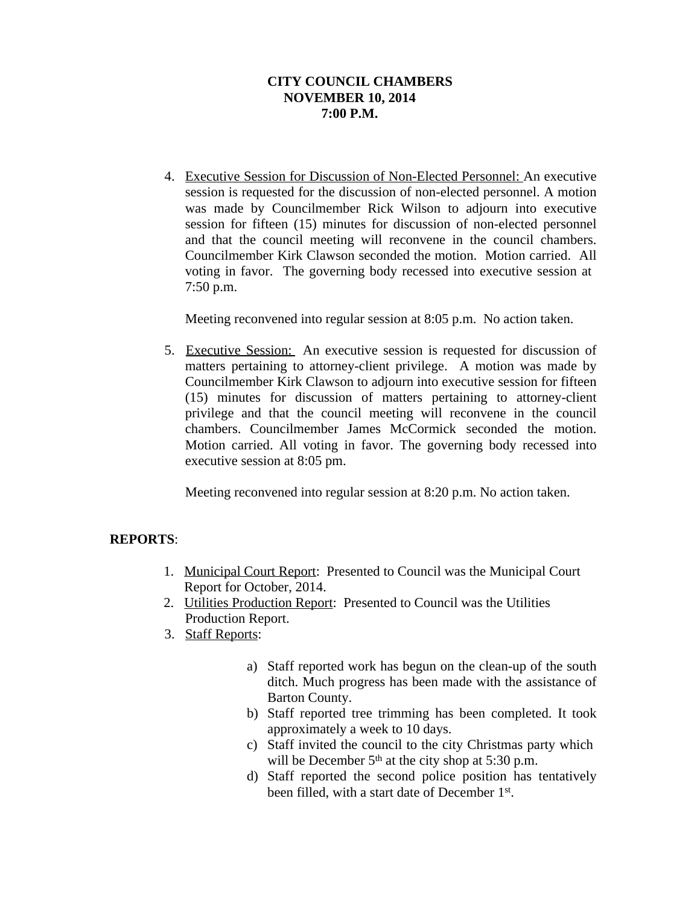**CITY COUNCIL CHAMBERS**
**NOVEMBER 10, 2014**
**7:00 P.M.**

4. Executive Session for Discussion of Non-Elected Personnel: An executive session is requested for the discussion of non-elected personnel. A motion was made by Councilmember Rick Wilson to adjourn into executive session for fifteen (15) minutes for discussion of non-elected personnel and that the council meeting will reconvene in the council chambers. Councilmember Kirk Clawson seconded the motion. Motion carried. All voting in favor. The governing body recessed into executive session at 7:50 p.m.

   Meeting reconvened into regular session at 8:05 p.m. No action taken.

5. Executive Session: An executive session is requested for discussion of matters pertaining to attorney-client privilege. A motion was made by Councilmember Kirk Clawson to adjourn into executive session for fifteen (15) minutes for discussion of matters pertaining to attorney-client privilege and that the council meeting will reconvene in the council chambers. Councilmember James McCormick seconded the motion. Motion carried. All voting in favor. The governing body recessed into executive session at 8:05 pm.

   Meeting reconvened into regular session at 8:20 p.m. No action taken.

**REPORTS**:

1. Municipal Court Report: Presented to Council was the Municipal Court Report for October, 2014.
2. Utilities Production Report: Presented to Council was the Utilities Production Report.
3. Staff Reports:

   a) Staff reported work has begun on the clean-up of the south ditch. Much progress has been made with the assistance of Barton County.
   b) Staff reported tree trimming has been completed. It took approximately a week to 10 days.
   c) Staff invited the council to the city Christmas party which will be December 5th at the city shop at 5:30 p.m.
   d) Staff reported the second police position has tentatively been filled, with a start date of December 1st.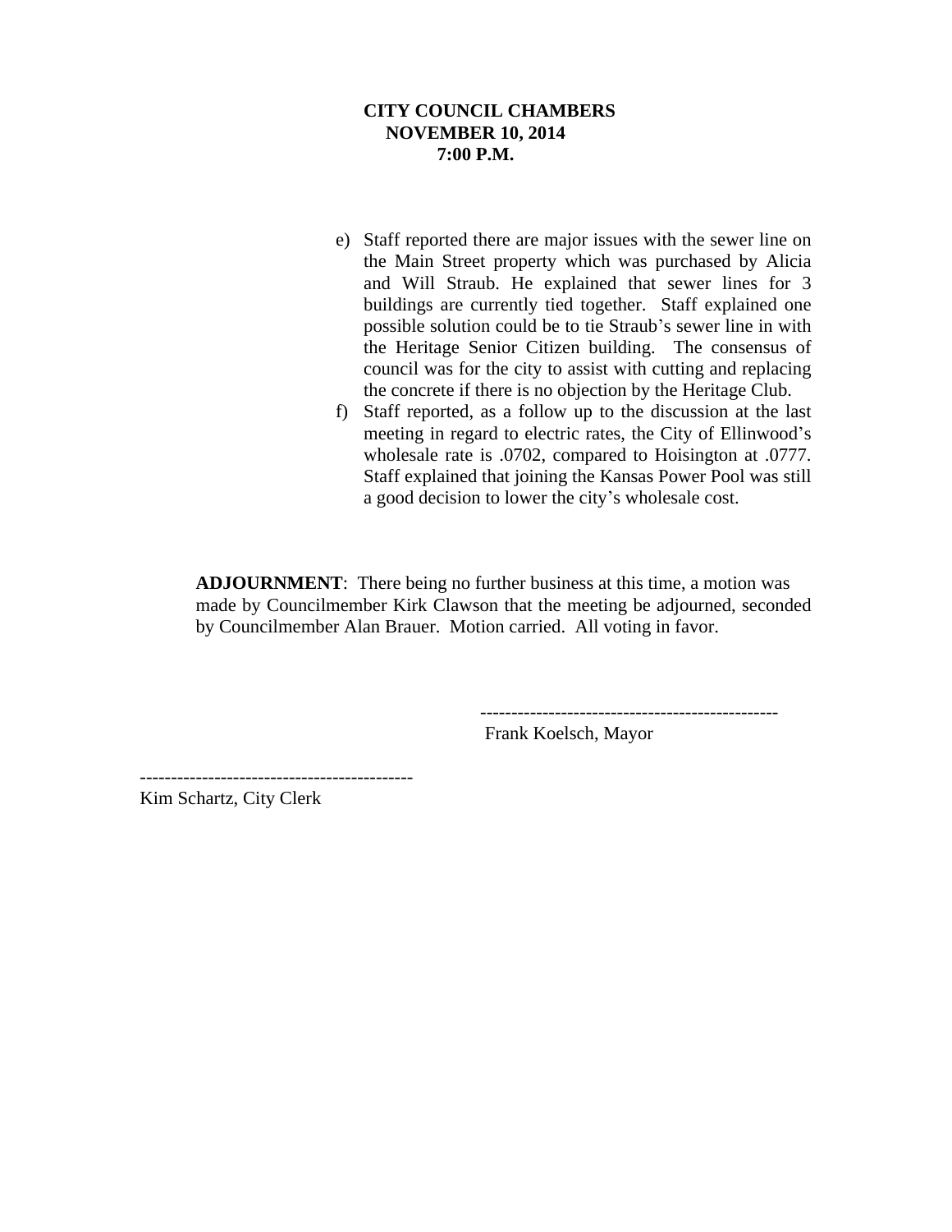**CITY COUNCIL CHAMBERS**
**NOVEMBER 10, 2014**
**7:00 P.M.**

e) Staff reported there are major issues with the sewer line on the Main Street property which was purchased by Alicia and Will Straub. He explained that sewer lines for 3 buildings are currently tied together. Staff explained one possible solution could be to tie Straub's sewer line in with the Heritage Senior Citizen building. The consensus of council was for the city to assist with cutting and replacing the concrete if there is no objection by the Heritage Club.

f) Staff reported, as a follow up to the discussion at the last meeting in regard to electric rates, the City of Ellinwood's wholesale rate is .0702, compared to Hoisington at .0777. Staff explained that joining the Kansas Power Pool was still a good decision to lower the city's wholesale cost.

**ADJOURNMENT**: There being no further business at this time, a motion was made by Councilmember Kirk Clawson that the meeting be adjourned, seconded by Councilmember Alan Brauer. Motion carried. All voting in favor.

------------------------------------------------
Frank Koelsch, Mayor

--------------------------------------------
Kim Schartz, City Clerk